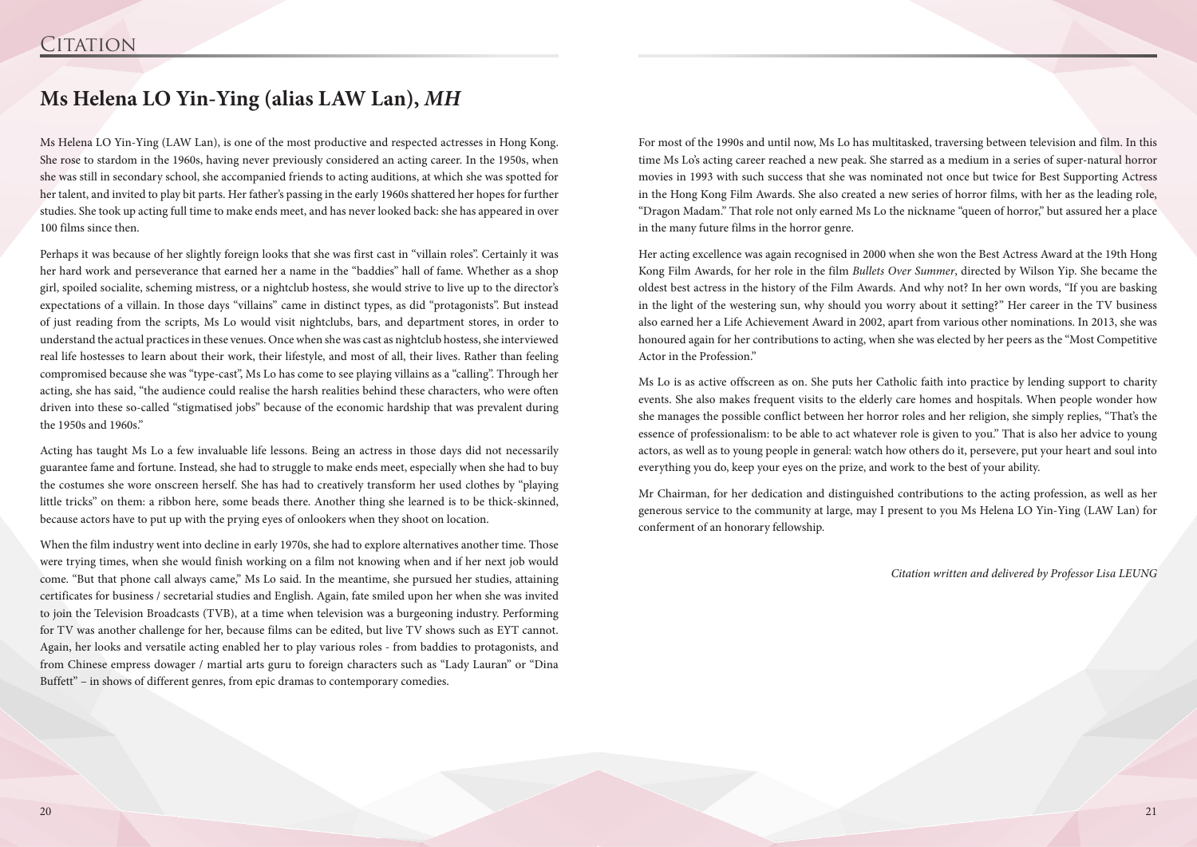# Citation

## Ms Helena LO Yin-Ying (alias LAW Lan), *MH*

Ms Helena LO Yin-Ying (LAW Lan), is one of the most productive and respected actresses in Hong Kong. She rose to stardom in the 1960s, having never previously considered an acting career. In the 1950s, when she was still in secondary school, she accompanied friends to acting auditions, at which she was spotted for her talent, and invited to play bit parts. Her father's passing in the early 1960s shattered her hopes for further studies. She took up acting full time to make ends meet, and has never looked back: she has appeared in over 100 films since then.

Perhaps it was because of her slightly foreign looks that she was first cast in "villain roles". Certainly it was her hard work and perseverance that earned her a name in the "baddies" hall of fame. Whether as a shop girl, spoiled socialite, scheming mistress, or a nightclub hostess, she would strive to live up to the director's expectations of a villain. In those days "villains" came in distinct types, as did "protagonists". But instead of just reading from the scripts, Ms Lo would visit nightclubs, bars, and department stores, in order to understand the actual practices in these venues. Once when she was cast as nightclub hostess, she interviewed real life hostesses to learn about their work, their lifestyle, and most of all, their lives. Rather than feeling compromised because she was "type-cast", Ms Lo has come to see playing villains as a "calling". Through her acting, she has said, "the audience could realise the harsh realities behind these characters, who were often driven into these so-called "stigmatised jobs" because of the economic hardship that was prevalent during the 1950s and 1960s."

Acting has taught Ms Lo a few invaluable life lessons. Being an actress in those days did not necessarily guarantee fame and fortune. Instead, she had to struggle to make ends meet, especially when she had to buy the costumes she wore onscreen herself. She has had to creatively transform her used clothes by "playing little tricks" on them: a ribbon here, some beads there. Another thing she learned is to be thick-skinned, because actors have to put up with the prying eyes of onlookers when they shoot on location.

When the film industry went into decline in early 1970s, she had to explore alternatives another time. Those were trying times, when she would finish working on a film not knowing when and if her next job would come. "But that phone call always came," Ms Lo said. In the meantime, she pursued her studies, attaining certificates for business / secretarial studies and English. Again, fate smiled upon her when she was invited to join the Television Broadcasts (TVB), at a time when television was a burgeoning industry. Performing for TV was another challenge for her, because films can be edited, but live TV shows such as EYT cannot. Again, her looks and versatile acting enabled her to play various roles - from baddies to protagonists, and from Chinese empress dowager / martial arts guru to foreign characters such as "Lady Lauran" or "Dina Buffett" – in shows of different genres, from epic dramas to contemporary comedies.

For most of the 1990s and until now, Ms Lo has multitasked, traversing between television and film. In this time Ms Lo's acting career reached a new peak. She starred as a medium in a series of super-natural horror movies in 1993 with such success that she was nominated not once but twice for Best Supporting Actress in the Hong Kong Film Awards. She also created a new series of horror films, with her as the leading role, "Dragon Madam." That role not only earned Ms Lo the nickname "queen of horror," but assured her a place in the many future films in the horror genre.

Her acting excellence was again recognised in 2000 when she won the Best Actress Award at the 19th Hong Kong Film Awards, for her role in the film *Bullets Over Summer*, directed by Wilson Yip. She became the oldest best actress in the history of the Film Awards. And why not? In her own words, "If you are basking in the light of the westering sun, why should you worry about it setting?" Her career in the TV business also earned her a Life Achievement Award in 2002, apart from various other nominations. In 2013, she was honoured again for her contributions to acting, when she was elected by her peers as the "Most Competitive Actor in the Profession."

Ms Lo is as active offscreen as on. She puts her Catholic faith into practice by lending support to charity events. She also makes frequent visits to the elderly care homes and hospitals. When people wonder how she manages the possible conflict between her horror roles and her religion, she simply replies, "That's the essence of professionalism: to be able to act whatever role is given to you." That is also her advice to young actors, as well as to young people in general: watch how others do it, persevere, put your heart and soul into everything you do, keep your eyes on the prize, and work to the best of your ability.

Mr Chairman, for her dedication and distinguished contributions to the acting profession, as well as her generous service to the community at large, may I present to you Ms Helena LO Yin-Ying (LAW Lan) for conferment of an honorary fellowship.

*Citation written and delivered by Professor Lisa LEUNG*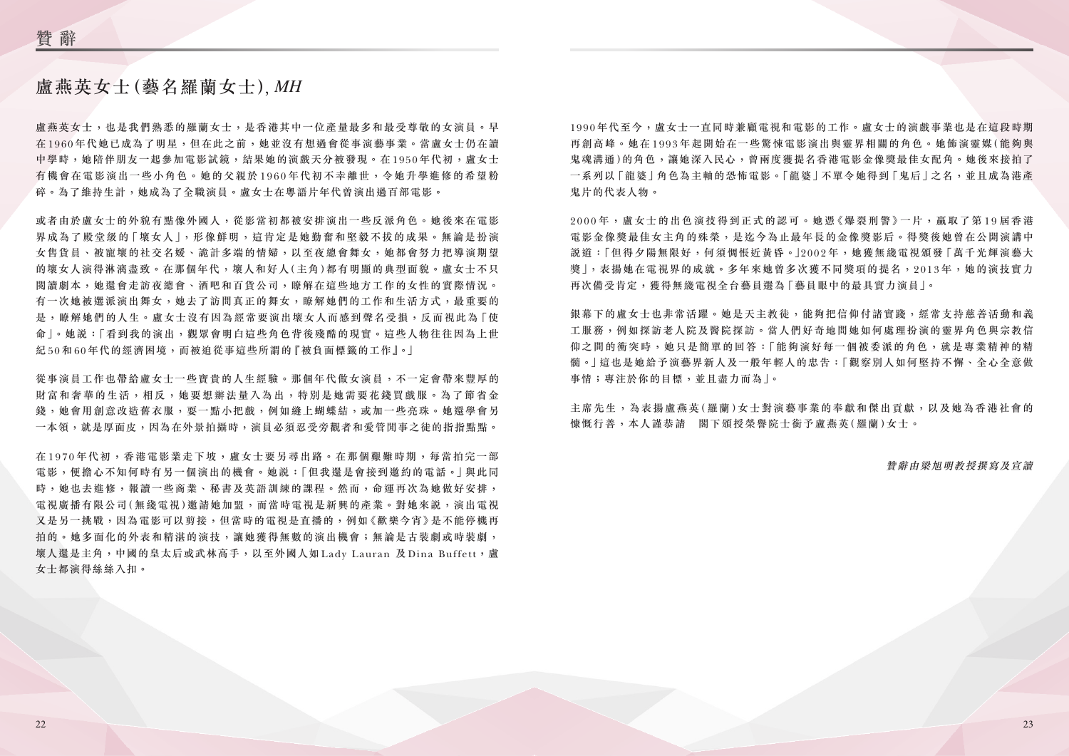# 盧燕英女士(藝名羅蘭女士), *MH*

盧燕英女士，也是我們熟悉的羅蘭女士，是香港其中一位產量最多和最受尊敬的女演員。早在1960年代她已成為了明星，但在此之前，她並沒有想過會從事演藝事業。當盧女士仍在讀中學時，她陪伴朋友一起參加電影試鏡，結果她的演戲天分被發現。在1950年代初，盧女士有機會在電影演出一些小角色。她的父親於1960年代初不幸離世，令她升學進修的希望粉碎。為了維持生計，她成為了全職演員。盧女士在粵語片年代曾演出過百部電影。

或者由於盧女士的外貌有點像外國人，從影當初都被安排演出一些反派角色。她後來在電影界成為了殿堂級的「壞女人」，形像鮮明，這肯定是她勤奮和堅毅不拔的成果。無論是扮演女售貨員、被寵壞的社交名媛、詭計多端的情婦，以至夜總會舞女，她都會努力把導演期望的壞女人演得淋漓盡致。在那個年代，壞人和好人(主角)都有明顯的典型面貌。盧女士不只閱讀劇本，她還會走訪夜總會、酒吧和百貨公司，瞭解在這些地方工作的女性的實際情況。有一次她被選派演出舞女，她去了訪問真正的舞女，瞭解她們的工作和生活方式，最重要的是，瞭解她們的人生。盧女士沒有因為經常要演出壞女人而感到聲名受損，反而視此為「使命」。她說：「看到我的演出，觀眾會明白這些角色背後殘酷的現實。這些人物往往因為上世紀50和60年代的經濟困境，而被迫從事這些所謂的『被負面標籤的工作』。」

從事演員工作也帶給盧女士一些寶貴的人生經驗。那個年代做女演員，不一定會帶來豐厚的財富和奢華的生活，相反，她要想辦法量入為出，特別是她需要花錢買戲服。為了節省金錢，她會用創意改造舊衣服，耍一點小把戲，例如縫上蝴蝶結，或加一些亮珠。她還學會另一本領，就是厚面皮，因為在外景拍攝時，演員必須忍受旁觀者和愛管閒事之徒的指指點點。

在1970年代初，香港電影業走下坡，盧女士要另尋出路。在那個艱難時期，每當拍完一部電影，便擔心不知何時有另一個演出的機會。她說：「但我還是會接到邀約的電話。」與此同時，她也去進修，報讀一些商業、秘書及英語訓練的課程。然而，命運再次為她做好安排，電視廣播有限公司(無綫電視)邀請她加盟，而當時電視是新興的產業。對她來說，演出電視又是另一挑戰，因為電影可以剪接，但當時的電視是直播的，例如《歡樂今宵》是不能停機再拍的。她多面化的外表和精湛的演技，讓她獲得無數的演出機會；無論是古裝劇或時裝劇，壞人還是主角，中國的皇太后或武林高手，以至外國人如Lady Lauran 及Dina Buffett，盧女士都演得絲絲入扣。

1990年代至今，盧女士一直同時兼顧電視和電影的工作。盧女士的演戲事業也是在這段時期再創高峰。她在1993年起開始在一些驚悚電影演出與靈界相關的角色。她飾演靈媒(能夠與鬼魂溝通)的角色，讓她深入民心，曾兩度獲提名香港電影金像獎最佳女配角。她後來接拍了一系列以「龍婆」角色為主軸的恐怖電影。「龍婆」不單令她得到「鬼后」之名，並且成為港產鬼片的代表人物。

2000年，盧女士的出色演技得到正式的認可。她憑《爆裂刑警》一片，贏取了第19屆香港電影金像獎最佳女主角的殊榮，是迄今為止最年長的金像獎影后。得獎後她曾在公開演講中說道：「但得夕陽無限好，何須惆悵近黃昏。」2002年，她獲無綫電視頒發「萬千光輝演藝大獎」，表揚她在電視界的成就。多年來她曾多次獲不同獎項的提名，2013年，她的演技實力再次備受肯定，獲得無綫電視全台藝員選為「藝員眼中的最具實力演員」。

銀幕下的盧女士也非常活躍。她是天主教徒，能夠把信仰付諸實踐，經常支持慈善活動和義工服務，例如探訪老人院及醫院探訪。當人們好奇地問她如何處理扮演的靈界角色與宗教信仰之間的衝突時，她只是簡單的回答：「能夠演好每一個被委派的角色，就是專業精神的精髓。」這也是她給予演藝界新人及一般年輕人的忠告：「觀察別人如何堅持不懈、全心全意做事情；專注於你的目標，並且盡力而為」。

主席先生，為表揚盧燕英(羅蘭)女士對演藝事業的奉獻和傑出貢獻，以及她為香港社會的慷慨行善，本人謹恭請　閣下頒授榮譽院士銜予盧燕英(羅蘭)女士。

*贊辭由梁旭明教授撰寫及宣讀*